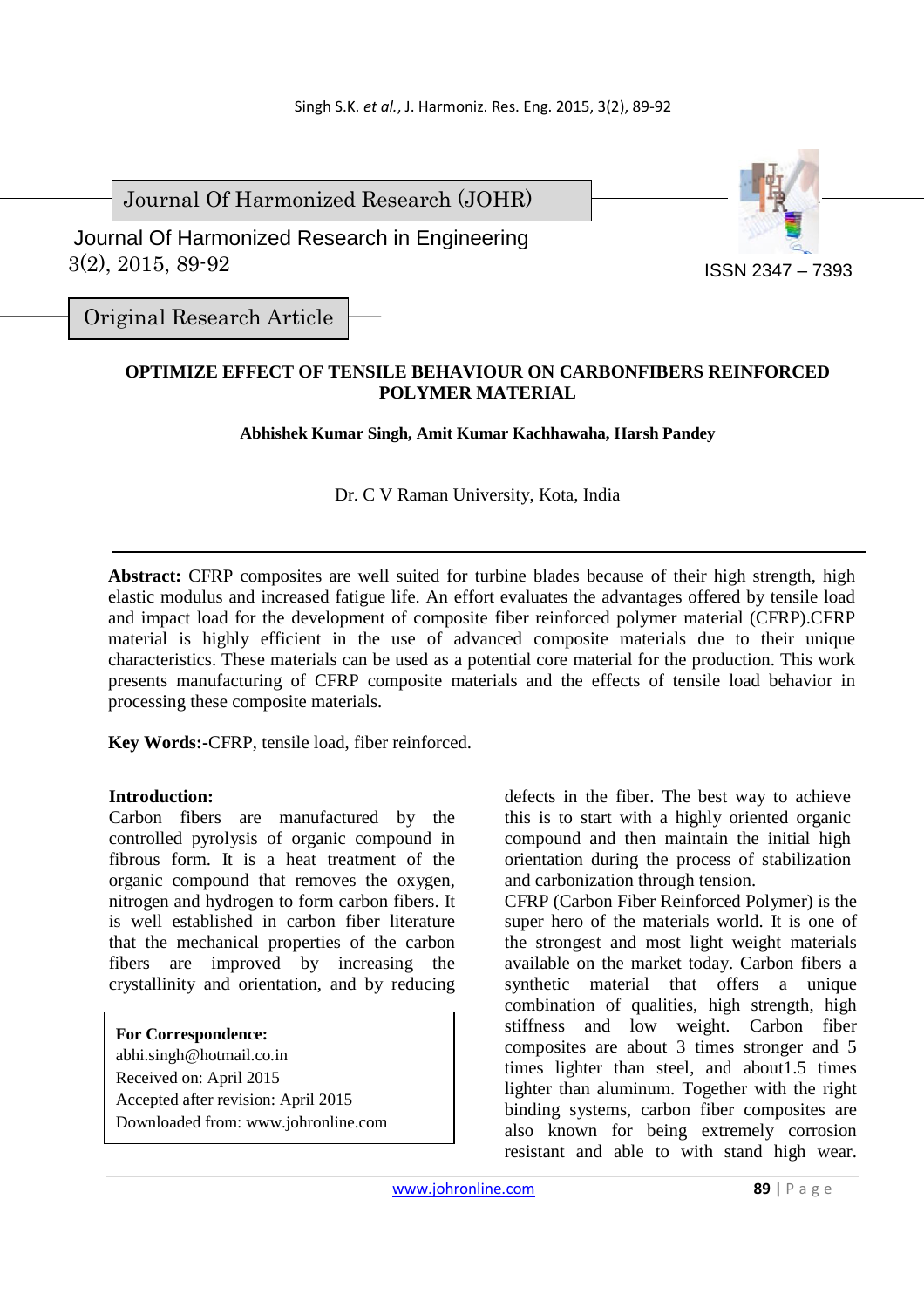Journal Of Harmonized Research (JOHR)

Journal Of Harmonized Research in Engineering
3(2), 2015, 89-92

ISSN 2347 – 7393

Original Research Article

# OPTIMIZE EFFECT OF TENSILE BEHAVIOUR ON CARBONFIBERS REINFORCED POLYMER MATERIAL

**Abhishek Kumar Singh, Amit Kumar Kachhawaha, Harsh Pandey**

Dr. C V Raman University, Kota, India

**Abstract:** CFRP composites are well suited for turbine blades because of their high strength, high elastic modulus and increased fatigue life. An effort evaluates the advantages offered by tensile load and impact load for the development of composite fiber reinforced polymer material (CFRP).CFRP material is highly efficient in the use of advanced composite materials due to their unique characteristics. These materials can be used as a potential core material for the production. This work presents manufacturing of CFRP composite materials and the effects of tensile load behavior in processing these composite materials.

**Key Words:-**CFRP, tensile load, fiber reinforced.

## Introduction:

Carbon fibers are manufactured by the controlled pyrolysis of organic compound in fibrous form. It is a heat treatment of the organic compound that removes the oxygen, nitrogen and hydrogen to form carbon fibers. It is well established in carbon fiber literature that the mechanical properties of the carbon fibers are improved by increasing the crystallinity and orientation, and by reducing defects in the fiber. The best way to achieve this is to start with a highly oriented organic compound and then maintain the initial high orientation during the process of stabilization and carbonization through tension.

CFRP (Carbon Fiber Reinforced Polymer) is the super hero of the materials world. It is one of the strongest and most light weight materials available on the market today. Carbon fibers a synthetic material that offers a unique combination of qualities, high strength, high stiffness and low weight. Carbon fiber composites are about 3 times stronger and 5 times lighter than steel, and about1.5 times lighter than aluminum. Together with the right binding systems, carbon fiber composites are also known for being extremely corrosion resistant and able to with stand high wear.

**For Correspondence:**
abhi.singh@hotmail.co.in
Received on: April 2015
Accepted after revision: April 2015
Downloaded from: www.johronline.com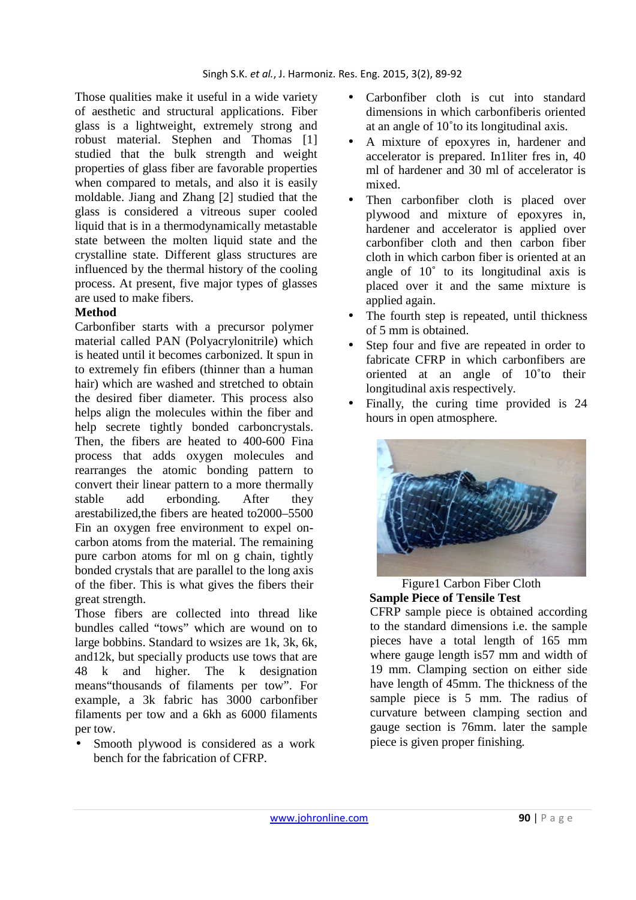Those qualities make it useful in a wide variety of aesthetic and structural applications. Fiber glass is a lightweight, extremely strong and robust material. Stephen and Thomas [1] studied that the bulk strength and weight properties of glass fiber are favorable properties when compared to metals, and also it is easily moldable. Jiang and Zhang [2] studied that the glass is considered a vitreous super cooled liquid that is in a thermodynamically metastable state between the molten liquid state and the crystalline state. Different glass structures are influenced by the thermal history of the cooling process. At present, five major types of glasses are used to make fibers.

**Method**

Carbonfiber starts with a precursor polymer material called PAN (Polyacrylonitrile) which is heated until it becomes carbonized. It spun in to extremely fin efibers (thinner than a human hair) which are washed and stretched to obtain the desired fiber diameter. This process also helps align the molecules within the fiber and help secrete tightly bonded carboncrystals. Then, the fibers are heated to 400-600 Fina process that adds oxygen molecules and rearranges the atomic bonding pattern to convert their linear pattern to a more thermally stable add erbonding. After they arestabilized,the fibers are heated to2000–5500 Fin an oxygen free environment to expel on-carbon atoms from the material. The remaining pure carbon atoms for ml on g chain, tightly bonded crystals that are parallel to the long axis of the fiber. This is what gives the fibers their great strength.

Those fibers are collected into thread like bundles called "tows" which are wound on to large bobbins. Standard to wsizes are 1k, 3k, 6k, and12k, but specially products use tows that are 48 k and higher. The k designation means"thousands of filaments per tow". For example, a 3k fabric has 3000 carbonfiber filaments per tow and a 6kh as 6000 filaments per tow.

- Smooth plywood is considered as a work bench for the fabrication of CFRP.
- Carbonfiber cloth is cut into standard dimensions in which carbonfiberis oriented at an angle of 10˚to its longitudinal axis.
- A mixture of epoxyres in, hardener and accelerator is prepared. In1liter fres in, 40 ml of hardener and 30 ml of accelerator is mixed.
- Then carbonfiber cloth is placed over plywood and mixture of epoxyres in, hardener and accelerator is applied over carbonfiber cloth and then carbon fiber cloth in which carbon fiber is oriented at an angle of 10˚ to its longitudinal axis is placed over it and the same mixture is applied again.
- The fourth step is repeated, until thickness of 5 mm is obtained.
- Step four and five are repeated in order to fabricate CFRP in which carbonfibers are oriented at an angle of 10˚to their longitudinal axis respectively.
- Finally, the curing time provided is 24 hours in open atmosphere.

Figure1 Carbon Fiber Cloth

**Sample Piece of Tensile Test**

CFRP sample piece is obtained according to the standard dimensions i.e. the sample pieces have a total length of 165 mm where gauge length is57 mm and width of 19 mm. Clamping section on either side have length of 45mm. The thickness of the sample piece is 5 mm. The radius of curvature between clamping section and gauge section is 76mm. later the sample piece is given proper finishing.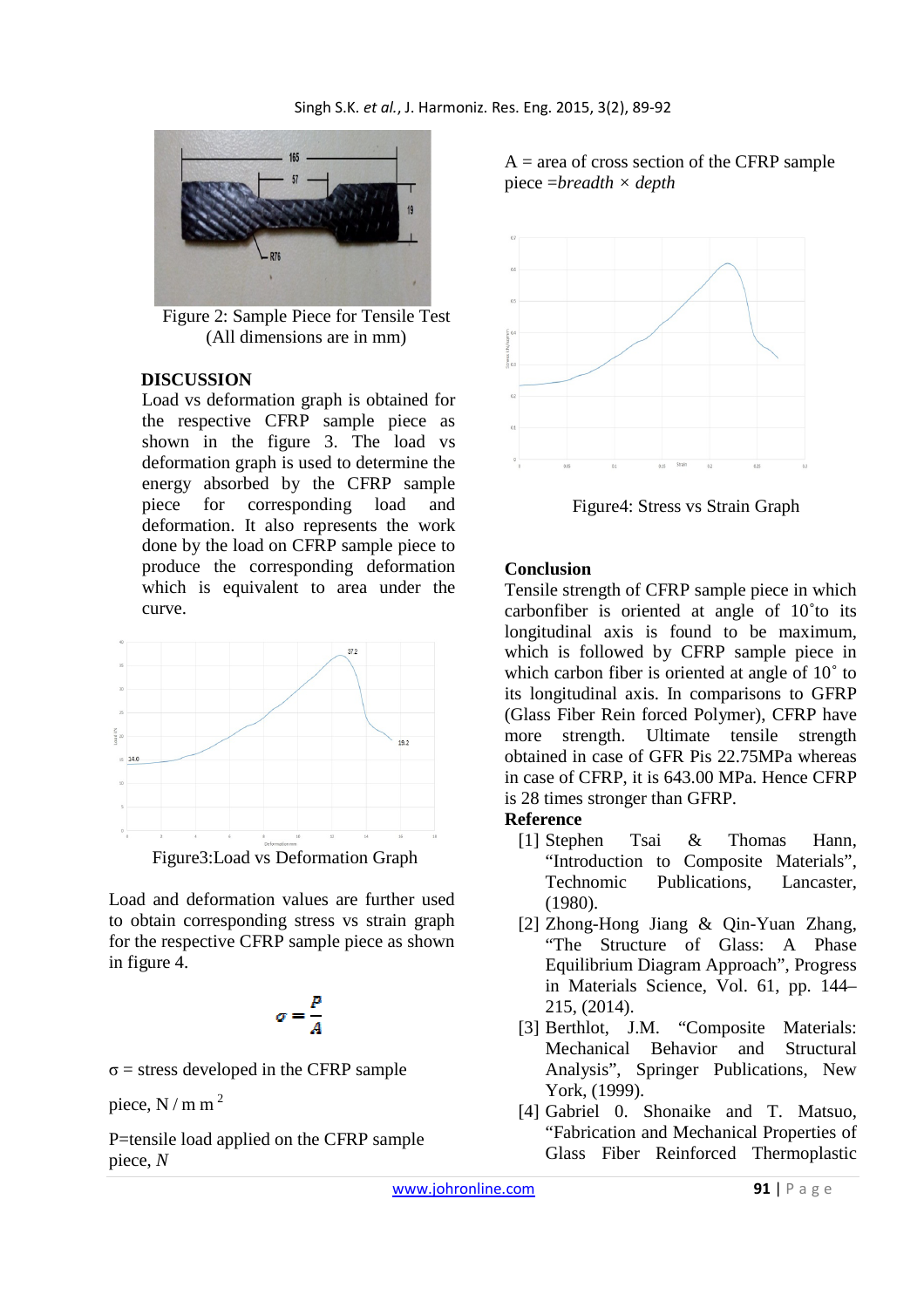Figure 2: Sample Piece for Tensile Test (All dimensions are in mm)

## DISCUSSION

Load vs deformation graph is obtained for the respective CFRP sample piece as shown in the figure 3. The load vs deformation graph is used to determine the energy absorbed by the CFRP sample piece for corresponding load and deformation. It also represents the work done by the load on CFRP sample piece to produce the corresponding deformation which is equivalent to area under the curve.

Figure3:Load vs Deformation Graph

Load and deformation values are further used to obtain corresponding stress vs strain graph for the respective CFRP sample piece as shown in figure 4.

$$\sigma = \frac{P}{A}$$

σ = stress developed in the CFRP sample piece, $N/mm^2$

P=tensile load applied on the CFRP sample piece, *N*

A = area of cross section of the CFRP sample piece =*breadth* × *depth*

Figure4: Stress vs Strain Graph

## Conclusion

Tensile strength of CFRP sample piece in which carbonfiber is oriented at angle of 10˚to its longitudinal axis is found to be maximum, which is followed by CFRP sample piece in which carbon fiber is oriented at angle of 10˚ to its longitudinal axis. In comparisons to GFRP (Glass Fiber Rein forced Polymer), CFRP have more strength. Ultimate tensile strength obtained in case of GFR Pis 22.75MPa whereas in case of CFRP, it is 643.00 MPa. Hence CFRP is 28 times stronger than GFRP.

## Reference

[1] Stephen Tsai & Thomas Hann, "Introduction to Composite Materials", Technomic Publications, Lancaster, (1980).

[2] Zhong-Hong Jiang & Qin-Yuan Zhang, "The Structure of Glass: A Phase Equilibrium Diagram Approach", Progress in Materials Science, Vol. 61, pp. 144–215, (2014).

[3] Berthlot, J.M. "Composite Materials: Mechanical Behavior and Structural Analysis", Springer Publications, New York, (1999).

[4] Gabriel 0. Shonaike and T. Matsuo, "Fabrication and Mechanical Properties of Glass Fiber Reinforced Thermoplastic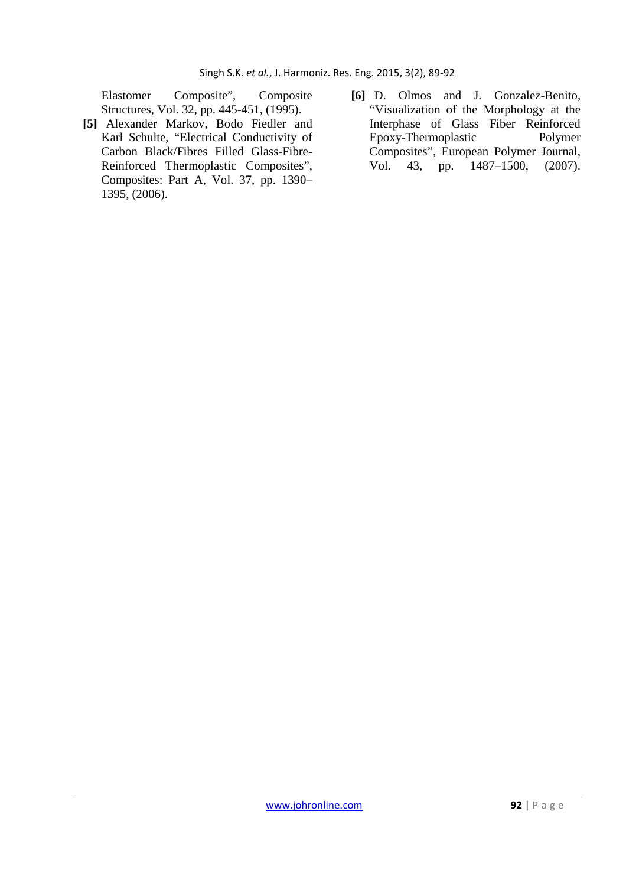Elastomer Composite", Composite Structures, Vol. 32, pp. 445-451, (1995).

**[5]** Alexander Markov, Bodo Fiedler and Karl Schulte, "Electrical Conductivity of Carbon Black/Fibres Filled Glass-Fibre-Reinforced Thermoplastic Composites", Composites: Part A, Vol. 37, pp. 1390–1395, (2006).

**[6]** D. Olmos and J. Gonzalez-Benito, "Visualization of the Morphology at the Interphase of Glass Fiber Reinforced Epoxy-Thermoplastic Polymer Composites", European Polymer Journal, Vol. 43, pp. 1487–1500, (2007).